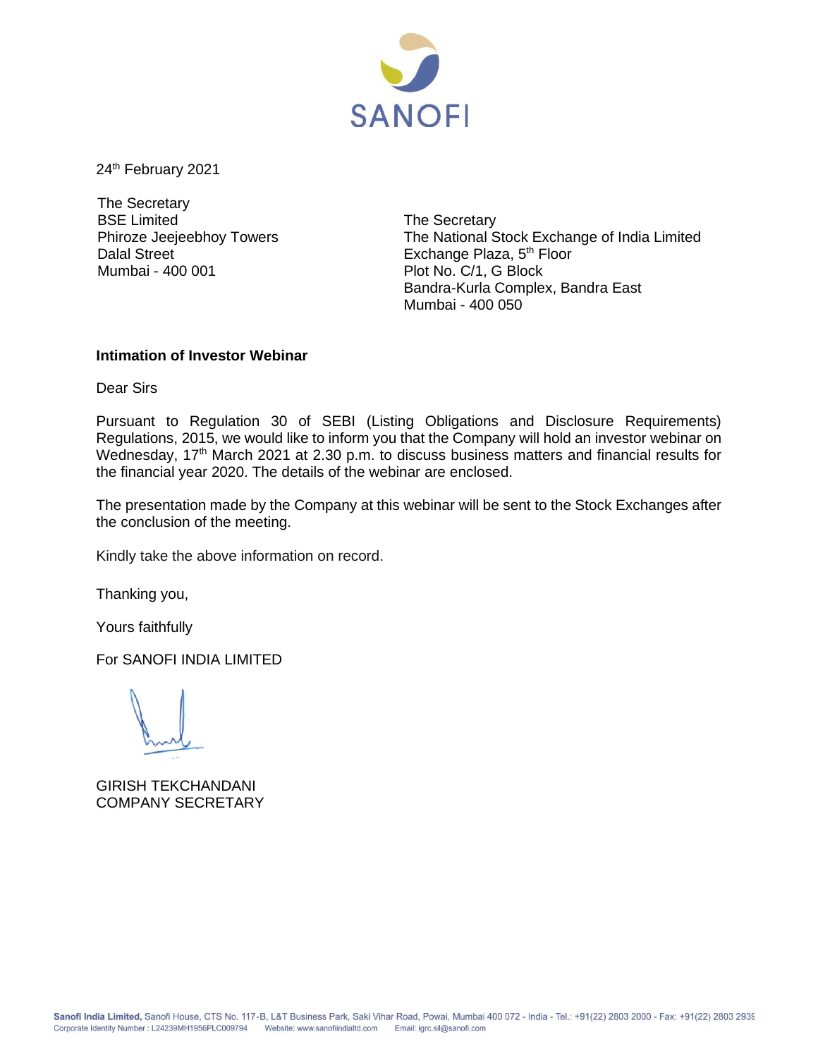SANOFI

24th February 2021

The Secretary
BSE Limited
Phiroze Jeejeebhoy Towers
Dalal Street
Mumbai - 400 001

The Secretary
The National Stock Exchange of India Limited
Exchange Plaza, 5th Floor
Plot No. C/1, G Block
Bandra-Kurla Complex, Bandra East
Mumbai - 400 050

**Intimation of Investor Webinar**

Dear Sirs

Pursuant to Regulation 30 of SEBI (Listing Obligations and Disclosure Requirements) Regulations, 2015, we would like to inform you that the Company will hold an investor webinar on Wednesday, 17th March 2021 at 2.30 p.m. to discuss business matters and financial results for the financial year 2020. The details of the webinar are enclosed.

The presentation made by the Company at this webinar will be sent to the Stock Exchanges after the conclusion of the meeting.

Kindly take the above information on record.

Thanking you,

Yours faithfully

For SANOFI INDIA LIMITED

GIRISH TEKCHANDANI
COMPANY SECRETARY

**Sanofi India Limited,** Sanofi House, CTS No. 117-B, L&T Business Park, Saki Vihar Road, Powai, Mumbai 400 072 - India - Tel.: +91(22) 2803 2000 - Fax: +91(22) 2803 2939
Corporate Identity Number : L24239MH1956PLC009794 Website: www.sanofiindialtd.com Email: igrc.sil@sanofi.com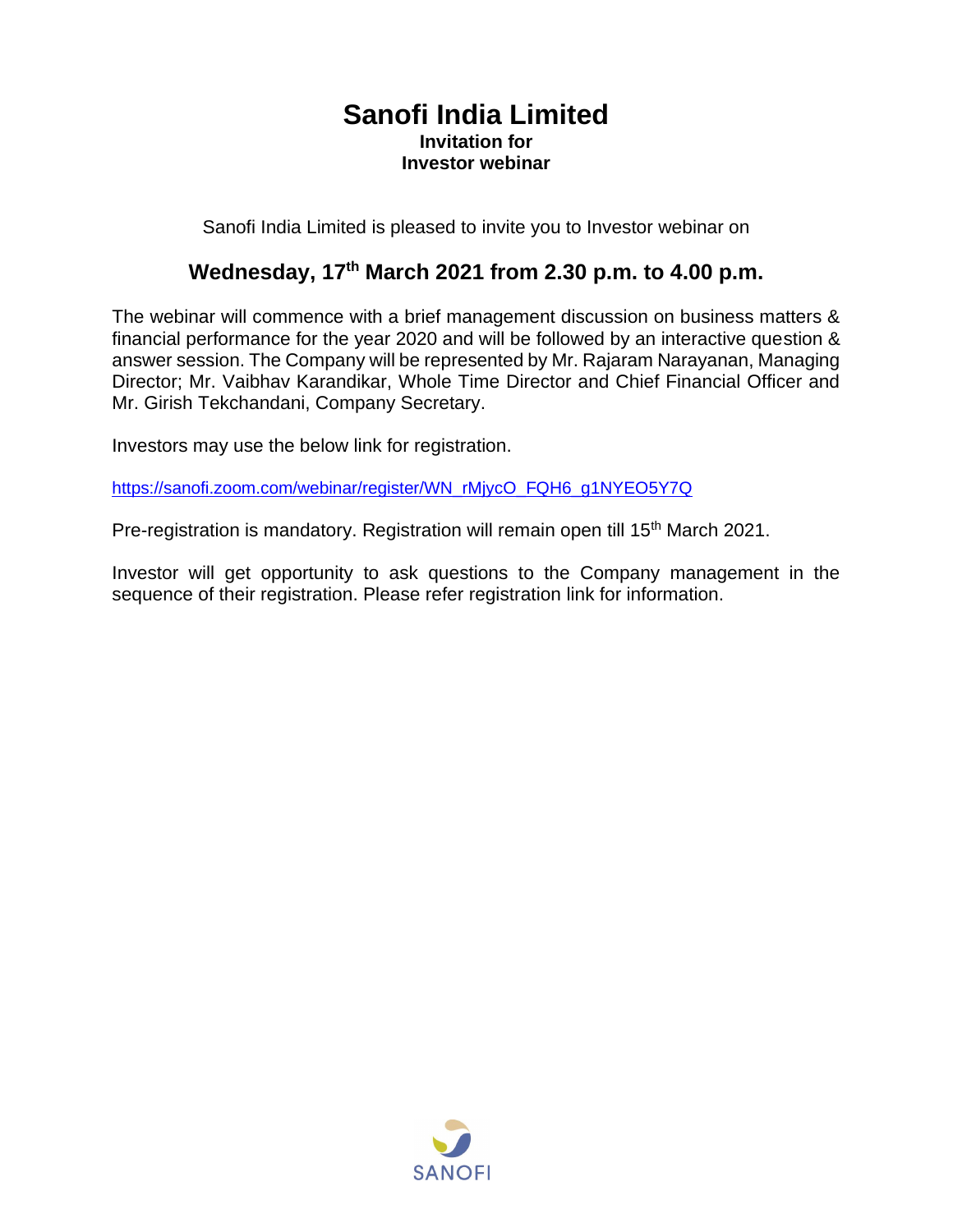# Sanofi India Limited

**Invitation for**
**Investor webinar**

Sanofi India Limited is pleased to invite you to Investor webinar on

## Wednesday, 17th March 2021 from 2.30 p.m. to 4.00 p.m.

The webinar will commence with a brief management discussion on business matters & financial performance for the year 2020 and will be followed by an interactive question & answer session. The Company will be represented by Mr. Rajaram Narayanan, Managing Director; Mr. Vaibhav Karandikar, Whole Time Director and Chief Financial Officer and Mr. Girish Tekchandani, Company Secretary.

Investors may use the below link for registration.

https://sanofi.zoom.com/webinar/register/WN_rMjycO_FQH6_g1NYEO5Y7Q

Pre-registration is mandatory. Registration will remain open till 15th March 2021.

Investor will get opportunity to ask questions to the Company management in the sequence of their registration. Please refer registration link for information.

SANOFI